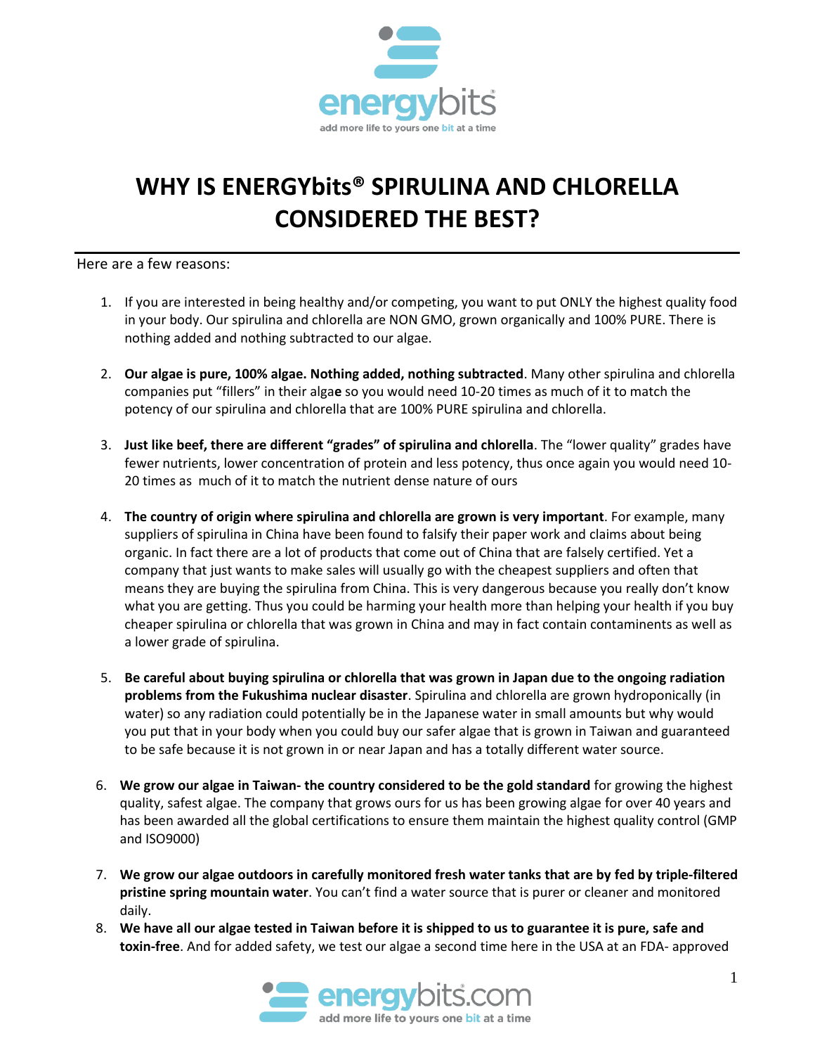# WHY IS ENERGYbits® SPIRULINA AND CHLORELLA CONSIDERED THE BEST?

Here are a few reasons:

1. If you are interested in being healthy and/or competing, you want to put ONLY the highest quality food in your body. Our spirulina and chlorella are NON GMO, grown organically and 100% PURE. There is nothing added and nothing subtracted to our algae.

2. **Our algae is pure, 100% algae. Nothing added, nothing subtracted**. Many other spirulina and chlorella companies put "fillers" in their algae so you would need 10-20 times as much of it to match the potency of our spirulina and chlorella that are 100% PURE spirulina and chlorella.

3. **Just like beef, there are different "grades" of spirulina and chlorella**. The "lower quality" grades have fewer nutrients, lower concentration of protein and less potency, thus once again you would need 10-20 times as much of it to match the nutrient dense nature of ours

4. **The country of origin where spirulina and chlorella are grown is very important**. For example, many suppliers of spirulina in China have been found to falsify their paper work and claims about being organic. In fact there are a lot of products that come out of China that are falsely certified. Yet a company that just wants to make sales will usually go with the cheapest suppliers and often that means they are buying the spirulina from China. This is very dangerous because you really don't know what you are getting. Thus you could be harming your health more than helping your health if you buy cheaper spirulina or chlorella that was grown in China and may in fact contain contaminents as well as a lower grade of spirulina.

5. **Be careful about buying spirulina or chlorella that was grown in Japan due to the ongoing radiation problems from the Fukushima nuclear disaster**. Spirulina and chlorella are grown hydroponically (in water) so any radiation could potentially be in the Japanese water in small amounts but why would you put that in your body when you could buy our safer algae that is grown in Taiwan and guaranteed to be safe because it is not grown in or near Japan and has a totally different water source.

6. **We grow our algae in Taiwan- the country considered to be the gold standard** for growing the highest quality, safest algae. The company that grows ours for us has been growing algae for over 40 years and has been awarded all the global certifications to ensure them maintain the highest quality control (GMP and ISO9000)

7. **We grow our algae outdoors in carefully monitored fresh water tanks that are by fed by triple-filtered pristine spring mountain water**. You can't find a water source that is purer or cleaner and monitored daily.

8. **We have all our algae tested in Taiwan before it is shipped to us to guarantee it is pure, safe and toxin-free**. And for added safety, we test our algae a second time here in the USA at an FDA- approved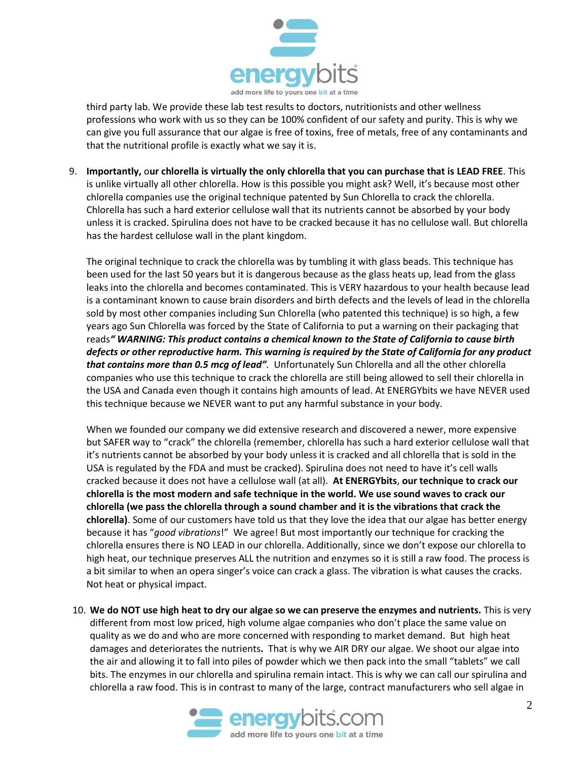third party lab. We provide these lab test results to doctors, nutritionists and other wellness professions who work with us so they can be 100% confident of our safety and purity. This is why we can give you full assurance that our algae is free of toxins, free of metals, free of any contaminants and that the nutritional profile is exactly what we say it is.

9. **Importantly,** **our chlorella is virtually the only chlorella that you can purchase that is LEAD FREE**. This is unlike virtually all other chlorella. How is this possible you might ask? Well, it's because most other chlorella companies use the original technique patented by Sun Chlorella to crack the chlorella. Chlorella has such a hard exterior cellulose wall that its nutrients cannot be absorbed by your body unless it is cracked. Spirulina does not have to be cracked because it has no cellulose wall. But chlorella has the hardest cellulose wall in the plant kingdom.

   The original technique to crack the chlorella was by tumbling it with glass beads. This technique has been used for the last 50 years but it is dangerous because as the glass heats up, lead from the glass leaks into the chlorella and becomes contaminated. This is VERY hazardous to your health because lead is a contaminant known to cause brain disorders and birth defects and the levels of lead in the chlorella sold by most other companies including Sun Chlorella (who patented this technique) is so high, a few years ago Sun Chlorella was forced by the State of California to put a warning on their packaging that reads***" WARNING: This product contains a chemical known to the State of California to cause birth defects or other reproductive harm. This warning is required by the State of California for any product that contains more than 0.5 mcg of lead"***. Unfortunately Sun Chlorella and all the other chlorella companies who use this technique to crack the chlorella are still being allowed to sell their chlorella in the USA and Canada even though it contains high amounts of lead. At ENERGYbits we have NEVER used this technique because we NEVER want to put any harmful substance in your body.

   When we founded our company we did extensive research and discovered a newer, more expensive but SAFER way to "crack" the chlorella (remember, chlorella has such a hard exterior cellulose wall that it's nutrients cannot be absorbed by your body unless it is cracked and all chlorella that is sold in the USA is regulated by the FDA and must be cracked). Spirulina does not need to have it's cell walls cracked because it does not have a cellulose wall (at all). **At ENERGYbits**, **our technique to crack our chlorella is the most modern and safe technique in the world. We use sound waves to crack our chlorella (we pass the chlorella through a sound chamber and it is the vibrations that crack the chlorella)**. Some of our customers have told us that they love the idea that our algae has better energy because it has "*good vibrations*!" We agree! But most importantly our technique for cracking the chlorella ensures there is NO LEAD in our chlorella. Additionally, since we don't expose our chlorella to high heat, our technique preserves ALL the nutrition and enzymes so it is still a raw food. The process is a bit similar to when an opera singer's voice can crack a glass. The vibration is what causes the cracks. Not heat or physical impact.

10. **We do NOT use high heat to dry our algae so we can preserve the enzymes and nutrients.** This is very different from most low priced, high volume algae companies who don't place the same value on quality as we do and who are more concerned with responding to market demand. But high heat damages and deteriorates the nutrients**.** That is why we AIR DRY our algae. We shoot our algae into the air and allowing it to fall into piles of powder which we then pack into the small "tablets" we call bits. The enzymes in our chlorella and spirulina remain intact. This is why we can call our spirulina and chlorella a raw food. This is in contrast to many of the large, contract manufacturers who sell algae in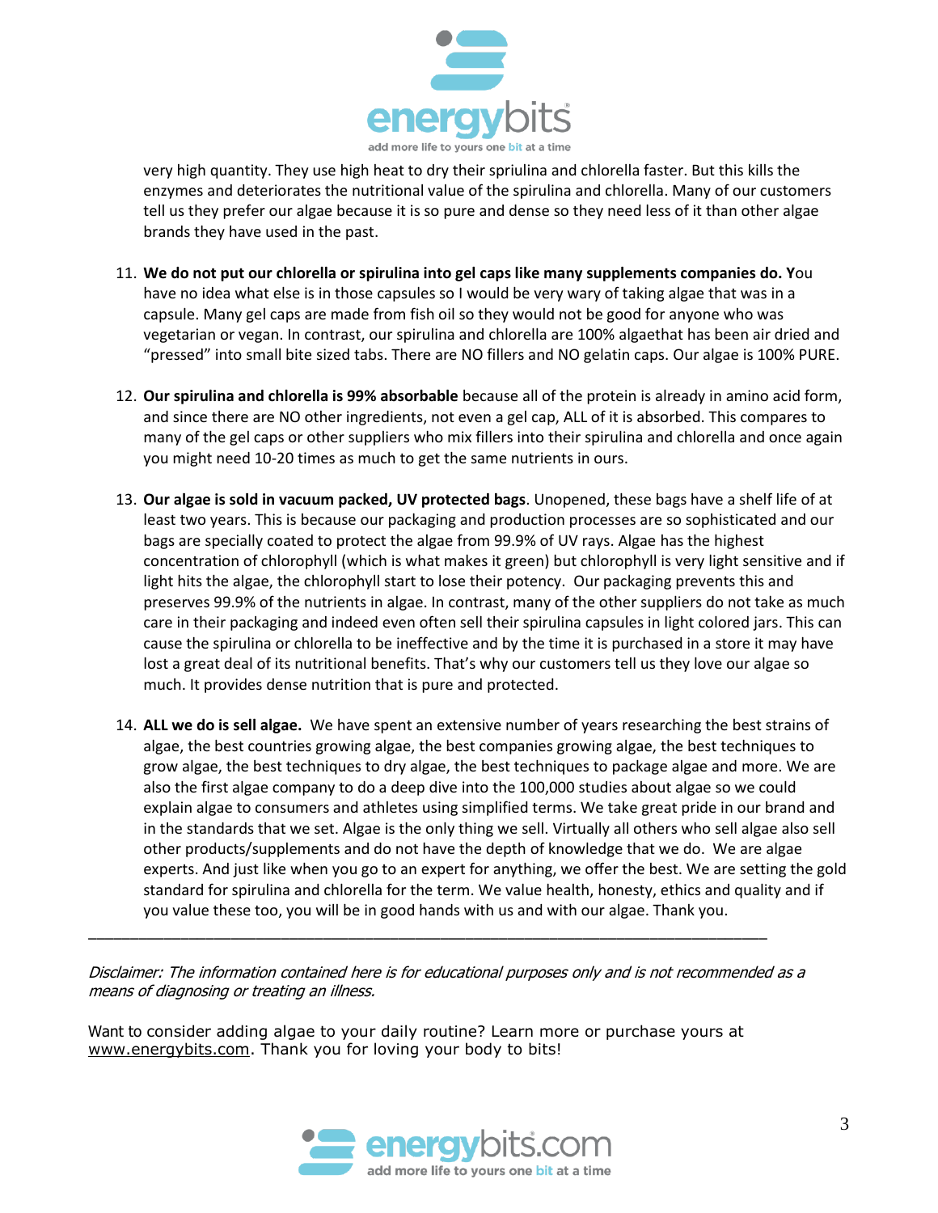very high quantity. They use high heat to dry their spriulina and chlorella faster. But this kills the enzymes and deteriorates the nutritional value of the spirulina and chlorella. Many of our customers tell us they prefer our algae because it is so pure and dense so they need less of it than other algae brands they have used in the past.

11. **We do not put our chlorella or spirulina into gel caps like many supplements companies do. Y**ou have no idea what else is in those capsules so I would be very wary of taking algae that was in a capsule. Many gel caps are made from fish oil so they would not be good for anyone who was vegetarian or vegan. In contrast, our spirulina and chlorella are 100% algaethat has been air dried and "pressed" into small bite sized tabs. There are NO fillers and NO gelatin caps. Our algae is 100% PURE.

12. **Our spirulina and chlorella is 99% absorbable** because all of the protein is already in amino acid form, and since there are NO other ingredients, not even a gel cap, ALL of it is absorbed. This compares to many of the gel caps or other suppliers who mix fillers into their spirulina and chlorella and once again you might need 10-20 times as much to get the same nutrients in ours.

13. **Our algae is sold in vacuum packed, UV protected bags**. Unopened, these bags have a shelf life of at least two years. This is because our packaging and production processes are so sophisticated and our bags are specially coated to protect the algae from 99.9% of UV rays. Algae has the highest concentration of chlorophyll (which is what makes it green) but chlorophyll is very light sensitive and if light hits the algae, the chlorophyll start to lose their potency. Our packaging prevents this and preserves 99.9% of the nutrients in algae. In contrast, many of the other suppliers do not take as much care in their packaging and indeed even often sell their spirulina capsules in light colored jars. This can cause the spirulina or chlorella to be ineffective and by the time it is purchased in a store it may have lost a great deal of its nutritional benefits. That's why our customers tell us they love our algae so much. It provides dense nutrition that is pure and protected.

14. **ALL we do is sell algae.** We have spent an extensive number of years researching the best strains of algae, the best countries growing algae, the best companies growing algae, the best techniques to grow algae, the best techniques to dry algae, the best techniques to package algae and more. We are also the first algae company to do a deep dive into the 100,000 studies about algae so we could explain algae to consumers and athletes using simplified terms. We take great pride in our brand and in the standards that we set. Algae is the only thing we sell. Virtually all others who sell algae also sell other products/supplements and do not have the depth of knowledge that we do. We are algae experts. And just like when you go to an expert for anything, we offer the best. We are setting the gold standard for spirulina and chlorella for the term. We value health, honesty, ethics and quality and if you value these too, you will be in good hands with us and with our algae. Thank you.

---

*Disclaimer: The information contained here is for educational purposes only and is not recommended as a means of diagnosing or treating an illness.*

Want to consider adding algae to your daily routine? Learn more or purchase yours at www.energybits.com. Thank you for loving your body to bits!